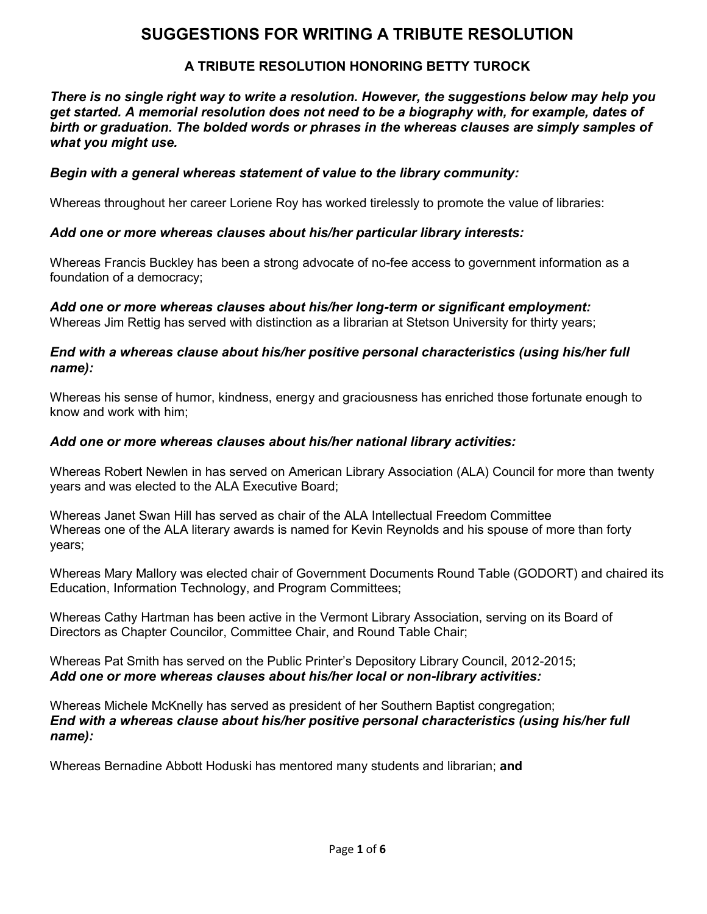# SUGGESTIONS FOR WRITING A TRIBUTE RESOLUTION

## A TRIBUTE RESOLUTION HONORING BETTY TUROCK

***There is no single right way to write a resolution. However, the suggestions below may help you get started. A memorial resolution does not need to be a biography with, for example, dates of birth or graduation. The bolded words or phrases in the whereas clauses are simply samples of what you might use.***

***Begin with a general whereas statement of value to the library community:***

Whereas throughout her career Loriene Roy has worked tirelessly to promote the value of libraries:

***Add one or more whereas clauses about his/her particular library interests:***

Whereas Francis Buckley has been a strong advocate of no-fee access to government information as a foundation of a democracy;

***Add one or more whereas clauses about his/her long-term or significant employment:***
Whereas Jim Rettig has served with distinction as a librarian at Stetson University for thirty years;

***End with a whereas clause about his/her positive personal characteristics (using his/her full name):***

Whereas his sense of humor, kindness, energy and graciousness has enriched those fortunate enough to know and work with him;

***Add one or more whereas clauses about his/her national library activities:***

Whereas Robert Newlen in has served on American Library Association (ALA) Council for more than twenty years and was elected to the ALA Executive Board;

Whereas Janet Swan Hill has served as chair of the ALA Intellectual Freedom Committee
Whereas one of the ALA literary awards is named for Kevin Reynolds and his spouse of more than forty years;

Whereas Mary Mallory was elected chair of Government Documents Round Table (GODORT) and chaired its Education, Information Technology, and Program Committees;

Whereas Cathy Hartman has been active in the Vermont Library Association, serving on its Board of Directors as Chapter Councilor, Committee Chair, and Round Table Chair;

Whereas Pat Smith has served on the Public Printer's Depository Library Council, 2012-2015;
***Add one or more whereas clauses about his/her local or non-library activities:***

Whereas Michele McKnelly has served as president of her Southern Baptist congregation;
***End with a whereas clause about his/her positive personal characteristics (using his/her full name):***

Whereas Bernadine Abbott Hoduski has mentored many students and librarian; **and**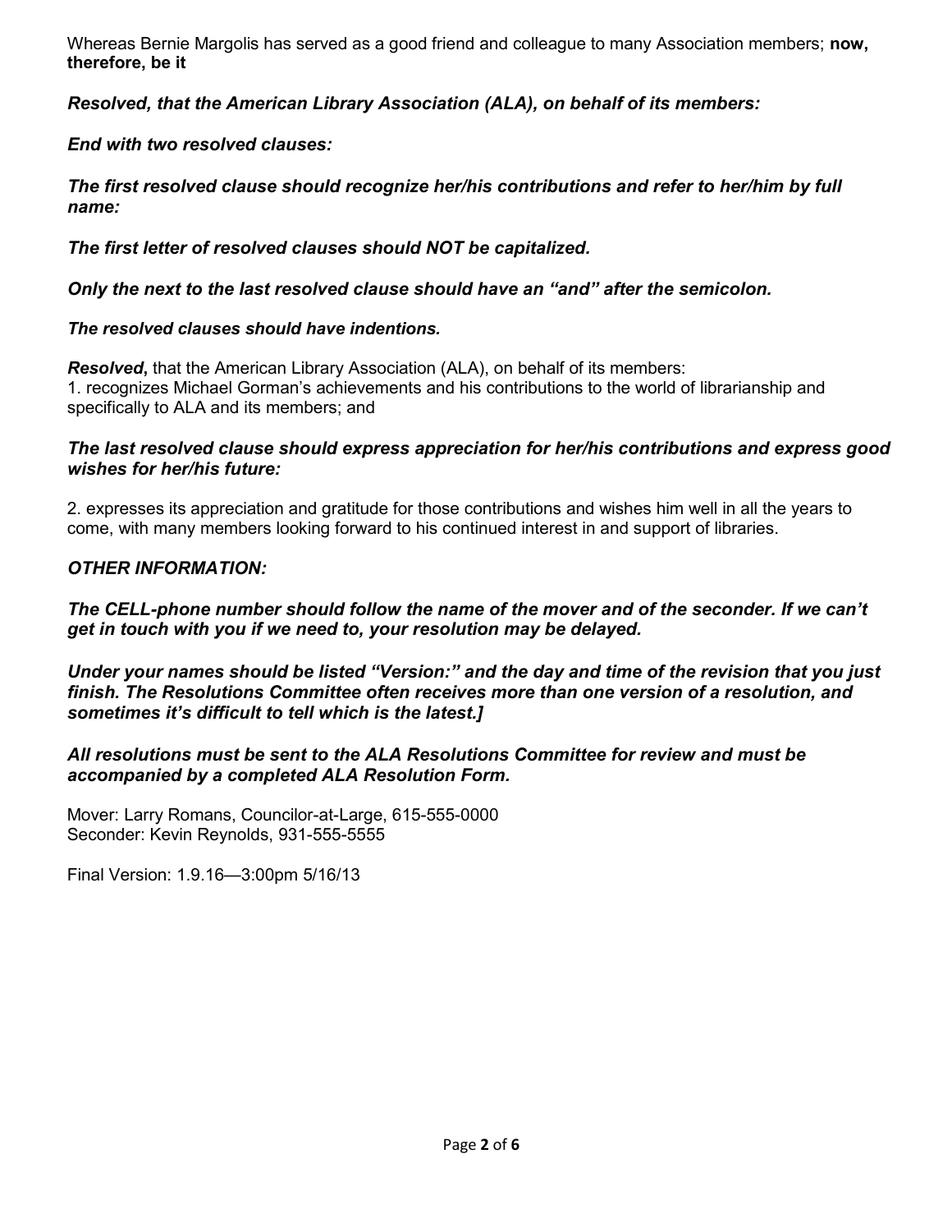Whereas Bernie Margolis has served as a good friend and colleague to many Association members; **now, therefore, be it**

***Resolved, that the American Library Association (ALA), on behalf of its members:***

***End with two resolved clauses:***

***The first resolved clause should recognize her/his contributions and refer to her/him by full name:***

***The first letter of resolved clauses should NOT be capitalized.***

***Only the next to the last resolved clause should have an "and" after the semicolon.***

***The resolved clauses should have indentions.***

***Resolved***, that the American Library Association (ALA), on behalf of its members:
1. recognizes Michael Gorman's achievements and his contributions to the world of librarianship and specifically to ALA and its members; and

***The last resolved clause should express appreciation for her/his contributions and express good wishes for her/his future:***

2. expresses its appreciation and gratitude for those contributions and wishes him well in all the years to come, with many members looking forward to his continued interest in and support of libraries.

***OTHER INFORMATION:***

***The CELL-phone number should follow the name of the mover and of the seconder. If we can't get in touch with you if we need to, your resolution may be delayed.***

***Under your names should be listed "Version:" and the day and time of the revision that you just finish. The Resolutions Committee often receives more than one version of a resolution, and sometimes it's difficult to tell which is the latest.]***

***All resolutions must be sent to the ALA Resolutions Committee for review and must be accompanied by a completed ALA Resolution Form.***

Mover: Larry Romans, Councilor-at-Large, 615-555-0000
Seconder: Kevin Reynolds, 931-555-5555

Final Version: 1.9.16—3:00pm 5/16/13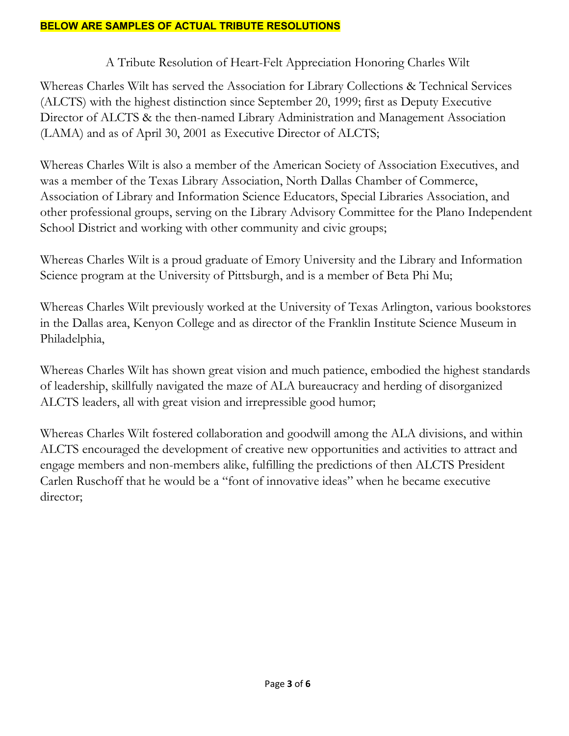**BELOW ARE SAMPLES OF ACTUAL TRIBUTE RESOLUTIONS**

A Tribute Resolution of Heart-Felt Appreciation Honoring Charles Wilt

Whereas Charles Wilt has served the Association for Library Collections & Technical Services (ALCTS) with the highest distinction since September 20, 1999; first as Deputy Executive Director of ALCTS & the then-named Library Administration and Management Association (LAMA) and as of April 30, 2001 as Executive Director of ALCTS;

Whereas Charles Wilt is also a member of the American Society of Association Executives, and was a member of the Texas Library Association, North Dallas Chamber of Commerce, Association of Library and Information Science Educators, Special Libraries Association, and other professional groups, serving on the Library Advisory Committee for the Plano Independent School District and working with other community and civic groups;

Whereas Charles Wilt is a proud graduate of Emory University and the Library and Information Science program at the University of Pittsburgh, and is a member of Beta Phi Mu;

Whereas Charles Wilt previously worked at the University of Texas Arlington, various bookstores in the Dallas area, Kenyon College and as director of the Franklin Institute Science Museum in Philadelphia,

Whereas Charles Wilt has shown great vision and much patience, embodied the highest standards of leadership, skillfully navigated the maze of ALA bureaucracy and herding of disorganized ALCTS leaders, all with great vision and irrepressible good humor;

Whereas Charles Wilt fostered collaboration and goodwill among the ALA divisions, and within ALCTS encouraged the development of creative new opportunities and activities to attract and engage members and non-members alike, fulfilling the predictions of then ALCTS President Carlen Ruschoff that he would be a "font of innovative ideas" when he became executive director;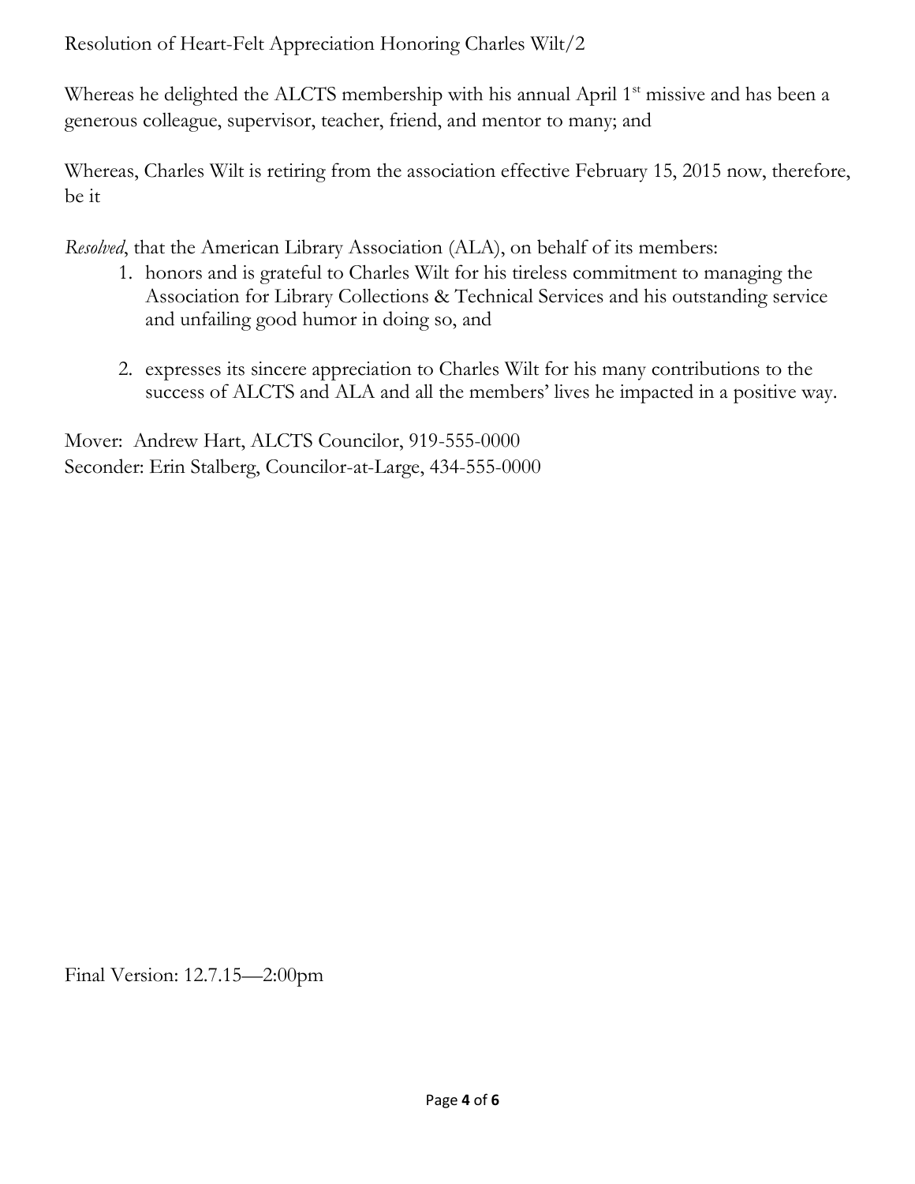Resolution of Heart-Felt Appreciation Honoring Charles Wilt/2

Whereas he delighted the ALCTS membership with his annual April 1st missive and has been a generous colleague, supervisor, teacher, friend, and mentor to many; and

Whereas, Charles Wilt is retiring from the association effective February 15, 2015 now, therefore, be it

*Resolved*, that the American Library Association (ALA), on behalf of its members:

1. honors and is grateful to Charles Wilt for his tireless commitment to managing the Association for Library Collections & Technical Services and his outstanding service and unfailing good humor in doing so, and

2. expresses its sincere appreciation to Charles Wilt for his many contributions to the success of ALCTS and ALA and all the members' lives he impacted in a positive way.

Mover: Andrew Hart, ALCTS Councilor, 919-555-0000
Seconder: Erin Stalberg, Councilor-at-Large, 434-555-0000

Final Version: 12.7.15—2:00pm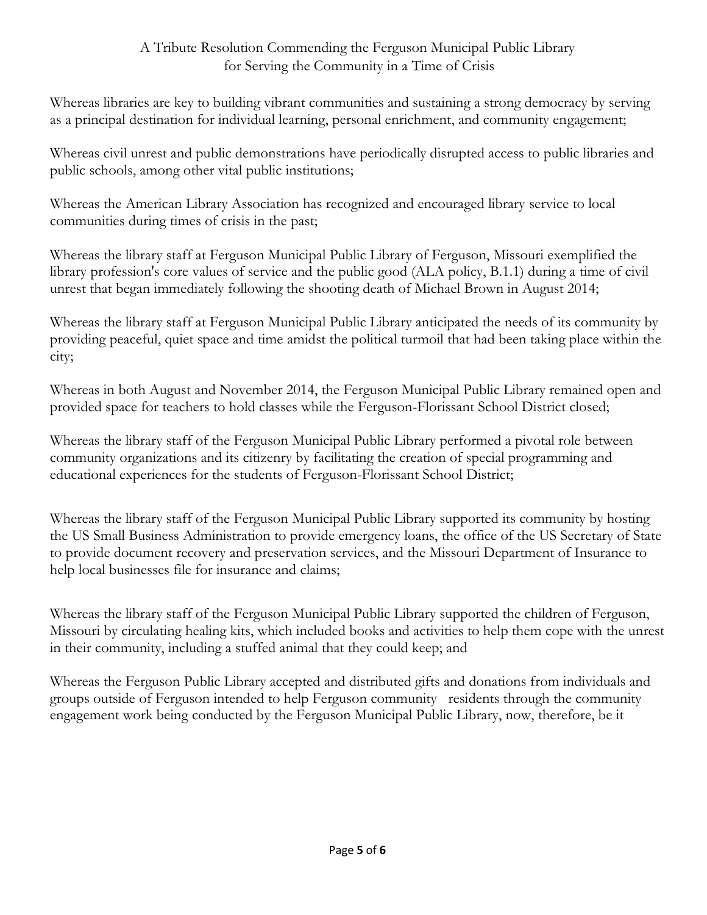A Tribute Resolution Commending the Ferguson Municipal Public Library for Serving the Community in a Time of Crisis

Whereas libraries are key to building vibrant communities and sustaining a strong democracy by serving as a principal destination for individual learning, personal enrichment, and community engagement;

Whereas civil unrest and public demonstrations have periodically disrupted access to public libraries and public schools, among other vital public institutions;

Whereas the American Library Association has recognized and encouraged library service to local communities during times of crisis in the past;

Whereas the library staff at Ferguson Municipal Public Library of Ferguson, Missouri exemplified the library profession's core values of service and the public good (ALA policy, B.1.1) during a time of civil unrest that began immediately following the shooting death of Michael Brown in August 2014;

Whereas the library staff at Ferguson Municipal Public Library anticipated the needs of its community by providing peaceful, quiet space and time amidst the political turmoil that had been taking place within the city;

Whereas in both August and November 2014, the Ferguson Municipal Public Library remained open and provided space for teachers to hold classes while the Ferguson-Florissant School District closed;

Whereas the library staff of the Ferguson Municipal Public Library performed a pivotal role between community organizations and its citizenry by facilitating the creation of special programming and educational experiences for the students of Ferguson-Florissant School District;

Whereas the library staff of the Ferguson Municipal Public Library supported its community by hosting the US Small Business Administration to provide emergency loans, the office of the US Secretary of State to provide document recovery and preservation services, and the Missouri Department of Insurance to help local businesses file for insurance and claims;

Whereas the library staff of the Ferguson Municipal Public Library supported the children of Ferguson, Missouri by circulating healing kits, which included books and activities to help them cope with the unrest in their community, including a stuffed animal that they could keep; and

Whereas the Ferguson Public Library accepted and distributed gifts and donations from individuals and groups outside of Ferguson intended to help Ferguson community residents through the community engagement work being conducted by the Ferguson Municipal Public Library, now, therefore, be it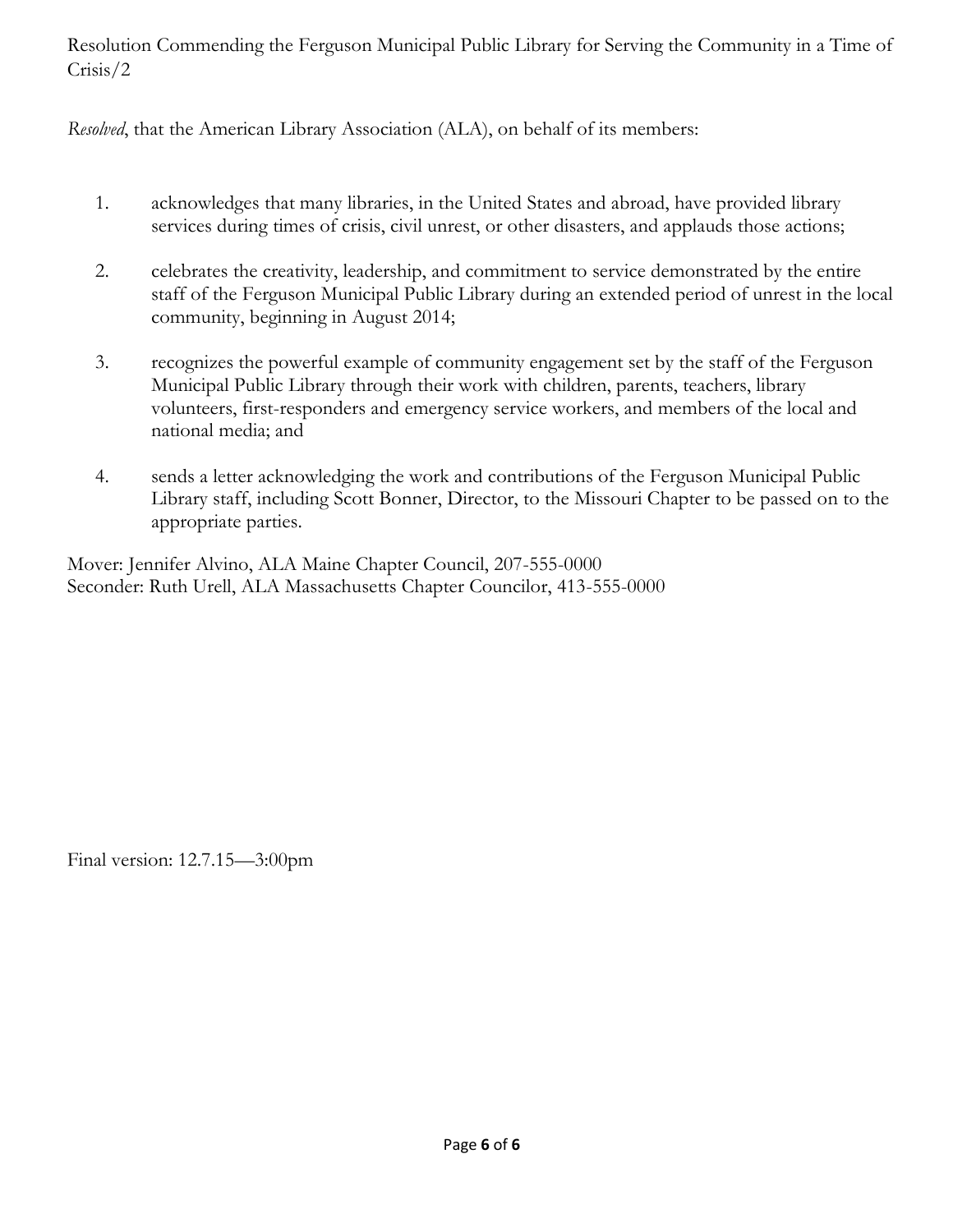Resolution Commending the Ferguson Municipal Public Library for Serving the Community in a Time of Crisis/2

*Resolved*, that the American Library Association (ALA), on behalf of its members:

1. acknowledges that many libraries, in the United States and abroad, have provided library services during times of crisis, civil unrest, or other disasters, and applauds those actions;

2. celebrates the creativity, leadership, and commitment to service demonstrated by the entire staff of the Ferguson Municipal Public Library during an extended period of unrest in the local community, beginning in August 2014;

3. recognizes the powerful example of community engagement set by the staff of the Ferguson Municipal Public Library through their work with children, parents, teachers, library volunteers, first-responders and emergency service workers, and members of the local and national media; and

4. sends a letter acknowledging the work and contributions of the Ferguson Municipal Public Library staff, including Scott Bonner, Director, to the Missouri Chapter to be passed on to the appropriate parties.

Mover: Jennifer Alvino, ALA Maine Chapter Council, 207-555-0000
Seconder: Ruth Urell, ALA Massachusetts Chapter Councilor, 413-555-0000

Final version: 12.7.15—3:00pm